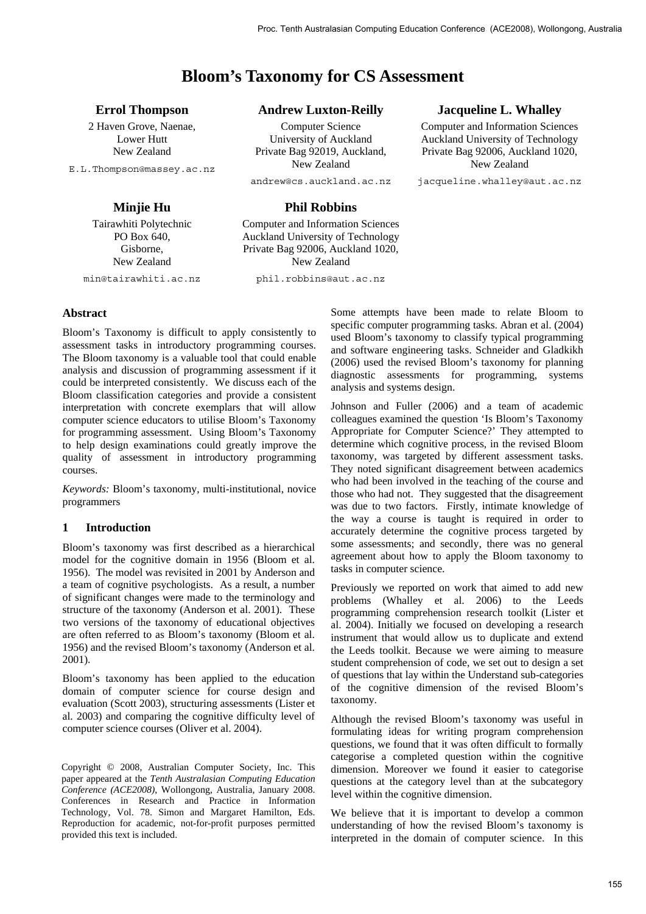# Bloom's Taxonomy for CS Assessment

**Errol Thompson**
2 Haven Grove, Naenae,
Lower Hutt
New Zealand
E.L.Thompson@massey.ac.nz

**Andrew Luxton-Reilly**
Computer Science
University of Auckland
Private Bag 92019, Auckland,
New Zealand
andrew@cs.auckland.ac.nz

**Jacqueline L. Whalley**
Computer and Information Sciences
Auckland University of Technology
Private Bag 92006, Auckland 1020,
New Zealand
jacqueline.whalley@aut.ac.nz

**Minjie Hu**
Tairawhiti Polytechnic
PO Box 640,
Gisborne,
New Zealand
min@tairawhiti.ac.nz

**Phil Robbins**
Computer and Information Sciences
Auckland University of Technology
Private Bag 92006, Auckland 1020,
New Zealand
phil.robbins@aut.ac.nz

## Abstract

Bloom's Taxonomy is difficult to apply consistently to assessment tasks in introductory programming courses. The Bloom taxonomy is a valuable tool that could enable analysis and discussion of programming assessment if it could be interpreted consistently. We discuss each of the Bloom classification categories and provide a consistent interpretation with concrete exemplars that will allow computer science educators to utilise Bloom's Taxonomy for programming assessment. Using Bloom's Taxonomy to help design examinations could greatly improve the quality of assessment in introductory programming courses.

*Keywords:* Bloom's taxonomy, multi-institutional, novice programmers

## 1 Introduction

Bloom's taxonomy was first described as a hierarchical model for the cognitive domain in 1956 (Bloom et al. 1956). The model was revisited in 2001 by Anderson and a team of cognitive psychologists. As a result, a number of significant changes were made to the terminology and structure of the taxonomy (Anderson et al. 2001). These two versions of the taxonomy of educational objectives are often referred to as Bloom's taxonomy (Bloom et al. 1956) and the revised Bloom's taxonomy (Anderson et al. 2001).

Bloom's taxonomy has been applied to the education domain of computer science for course design and evaluation (Scott 2003), structuring assessments (Lister et al. 2003) and comparing the cognitive difficulty level of computer science courses (Oliver et al. 2004).

Copyright © 2008, Australian Computer Society, Inc. This paper appeared at the *Tenth Australasian Computing Education Conference (ACE2008)*, Wollongong, Australia, January 2008. Conferences in Research and Practice in Information Technology, Vol. 78. Simon and Margaret Hamilton, Eds. Reproduction for academic, not-for-profit purposes permitted provided this text is included.

Some attempts have been made to relate Bloom to specific computer programming tasks. Abran et al. (2004) used Bloom's taxonomy to classify typical programming and software engineering tasks. Schneider and Gladkikh (2006) used the revised Bloom's taxonomy for planning diagnostic assessments for programming, systems analysis and systems design.

Johnson and Fuller (2006) and a team of academic colleagues examined the question 'Is Bloom's Taxonomy Appropriate for Computer Science?' They attempted to determine which cognitive process, in the revised Bloom taxonomy, was targeted by different assessment tasks. They noted significant disagreement between academics who had been involved in the teaching of the course and those who had not. They suggested that the disagreement was due to two factors. Firstly, intimate knowledge of the way a course is taught is required in order to accurately determine the cognitive process targeted by some assessments; and secondly, there was no general agreement about how to apply the Bloom taxonomy to tasks in computer science.

Previously we reported on work that aimed to add new problems (Whalley et al. 2006) to the Leeds programming comprehension research toolkit (Lister et al. 2004). Initially we focused on developing a research instrument that would allow us to duplicate and extend the Leeds toolkit. Because we were aiming to measure student comprehension of code, we set out to design a set of questions that lay within the Understand sub-categories of the cognitive dimension of the revised Bloom's taxonomy.

Although the revised Bloom's taxonomy was useful in formulating ideas for writing program comprehension questions, we found that it was often difficult to formally categorise a completed question within the cognitive dimension. Moreover we found it easier to categorise questions at the category level than at the subcategory level within the cognitive dimension.

We believe that it is important to develop a common understanding of how the revised Bloom's taxonomy is interpreted in the domain of computer science. In this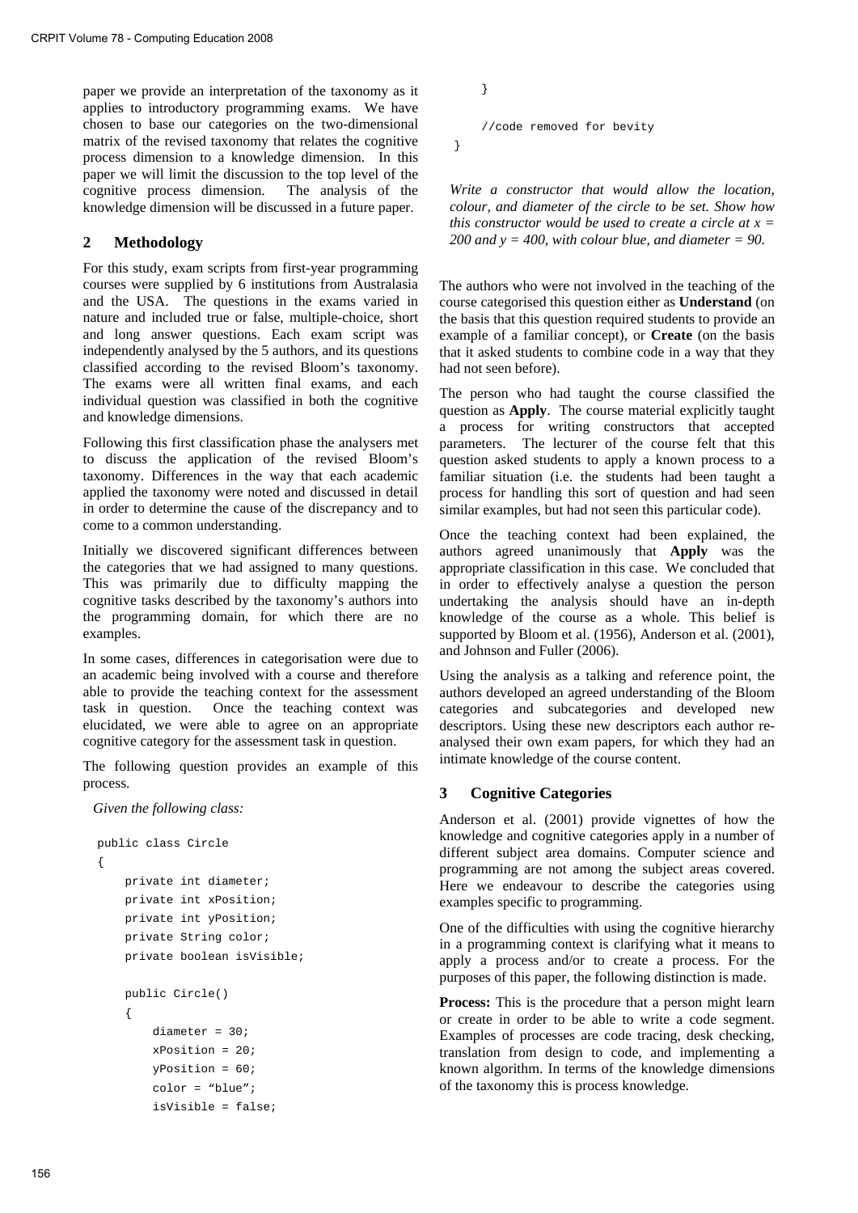paper we provide an interpretation of the taxonomy as it applies to introductory programming exams. We have chosen to base our categories on the two-dimensional matrix of the revised taxonomy that relates the cognitive process dimension to a knowledge dimension. In this paper we will limit the discussion to the top level of the cognitive process dimension. The analysis of the knowledge dimension will be discussed in a future paper.

## 2 Methodology

For this study, exam scripts from first-year programming courses were supplied by 6 institutions from Australasia and the USA. The questions in the exams varied in nature and included true or false, multiple-choice, short and long answer questions. Each exam script was independently analysed by the 5 authors, and its questions classified according to the revised Bloom's taxonomy. The exams were all written final exams, and each individual question was classified in both the cognitive and knowledge dimensions.

Following this first classification phase the analysers met to discuss the application of the revised Bloom's taxonomy. Differences in the way that each academic applied the taxonomy were noted and discussed in detail in order to determine the cause of the discrepancy and to come to a common understanding.

Initially we discovered significant differences between the categories that we had assigned to many questions. This was primarily due to difficulty mapping the cognitive tasks described by the taxonomy's authors into the programming domain, for which there are no examples.

In some cases, differences in categorisation were due to an academic being involved with a course and therefore able to provide the teaching context for the assessment task in question. Once the teaching context was elucidated, we were able to agree on an appropriate cognitive category for the assessment task in question.

The following question provides an example of this process.

*Given the following class:*

```
public class Circle
{
    private int diameter;
    private int xPosition;
    private int yPosition;
    private String color;
    private boolean isVisible;

    public Circle()
    {
        diameter = 30;
        xPosition = 20;
        yPosition = 60;
        color = "blue";
        isVisible = false;
    }

    //code removed for bevity
}
```

*Write a constructor that would allow the location, colour, and diameter of the circle to be set. Show how this constructor would be used to create a circle at x = 200 and y = 400, with colour blue, and diameter = 90.*

The authors who were not involved in the teaching of the course categorised this question either as **Understand** (on the basis that this question required students to provide an example of a familiar concept), or **Create** (on the basis that it asked students to combine code in a way that they had not seen before).

The person who had taught the course classified the question as **Apply**. The course material explicitly taught a process for writing constructors that accepted parameters. The lecturer of the course felt that this question asked students to apply a known process to a familiar situation (i.e. the students had been taught a process for handling this sort of question and had seen similar examples, but had not seen this particular code).

Once the teaching context had been explained, the authors agreed unanimously that **Apply** was the appropriate classification in this case. We concluded that in order to effectively analyse a question the person undertaking the analysis should have an in-depth knowledge of the course as a whole. This belief is supported by Bloom et al. (1956), Anderson et al. (2001), and Johnson and Fuller (2006).

Using the analysis as a talking and reference point, the authors developed an agreed understanding of the Bloom categories and subcategories and developed new descriptors. Using these new descriptors each author re-analysed their own exam papers, for which they had an intimate knowledge of the course content.

## 3 Cognitive Categories

Anderson et al. (2001) provide vignettes of how the knowledge and cognitive categories apply in a number of different subject area domains. Computer science and programming are not among the subject areas covered. Here we endeavour to describe the categories using examples specific to programming.

One of the difficulties with using the cognitive hierarchy in a programming context is clarifying what it means to apply a process and/or to create a process. For the purposes of this paper, the following distinction is made.

**Process:** This is the procedure that a person might learn or create in order to be able to write a code segment. Examples of processes are code tracing, desk checking, translation from design to code, and implementing a known algorithm. In terms of the knowledge dimensions of the taxonomy this is process knowledge.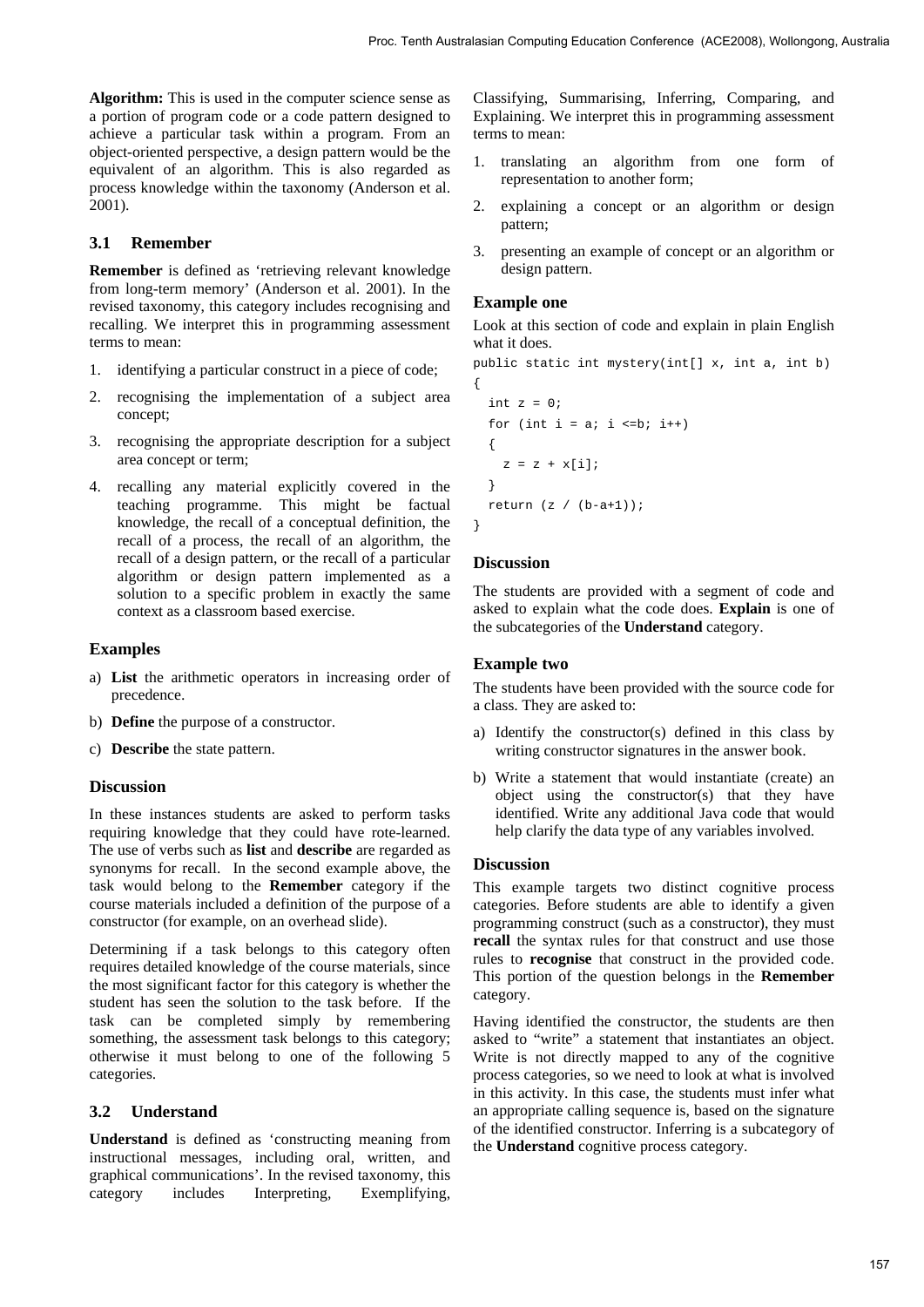**Algorithm:** This is used in the computer science sense as a portion of program code or a code pattern designed to achieve a particular task within a program. From an object-oriented perspective, a design pattern would be the equivalent of an algorithm. This is also regarded as process knowledge within the taxonomy (Anderson et al. 2001).

### 3.1 Remember

**Remember** is defined as 'retrieving relevant knowledge from long-term memory' (Anderson et al. 2001). In the revised taxonomy, this category includes recognising and recalling. We interpret this in programming assessment terms to mean:

1. identifying a particular construct in a piece of code;
2. recognising the implementation of a subject area concept;
3. recognising the appropriate description for a subject area concept or term;
4. recalling any material explicitly covered in the teaching programme. This might be factual knowledge, the recall of a conceptual definition, the recall of a process, the recall of an algorithm, the recall of a design pattern, or the recall of a particular algorithm or design pattern implemented as a solution to a specific problem in exactly the same context as a classroom based exercise.

#### Examples

a) **List** the arithmetic operators in increasing order of precedence.

b) **Define** the purpose of a constructor.

c) **Describe** the state pattern.

#### Discussion

In these instances students are asked to perform tasks requiring knowledge that they could have rote-learned. The use of verbs such as **list** and **describe** are regarded as synonyms for recall. In the second example above, the task would belong to the **Remember** category if the course materials included a definition of the purpose of a constructor (for example, on an overhead slide).

Determining if a task belongs to this category often requires detailed knowledge of the course materials, since the most significant factor for this category is whether the student has seen the solution to the task before. If the task can be completed simply by remembering something, the assessment task belongs to this category; otherwise it must belong to one of the following 5 categories.

### 3.2 Understand

**Understand** is defined as 'constructing meaning from instructional messages, including oral, written, and graphical communications'. In the revised taxonomy, this category includes Interpreting, Exemplifying, Classifying, Summarising, Inferring, Comparing, and Explaining. We interpret this in programming assessment terms to mean:

1. translating an algorithm from one form of representation to another form;
2. explaining a concept or an algorithm or design pattern;
3. presenting an example of concept or an algorithm or design pattern.

#### Example one

Look at this section of code and explain in plain English what it does.

```
public static int mystery(int[] x, int a, int b)
{
  int z = 0;
  for (int i = a; i <=b; i++)
  {
    z = z + x[i];
  }
  return (z / (b-a+1));
}
```

#### Discussion

The students are provided with a segment of code and asked to explain what the code does. **Explain** is one of the subcategories of the **Understand** category.

#### Example two

The students have been provided with the source code for a class. They are asked to:

a) Identify the constructor(s) defined in this class by writing constructor signatures in the answer book.

b) Write a statement that would instantiate (create) an object using the constructor(s) that they have identified. Write any additional Java code that would help clarify the data type of any variables involved.

#### Discussion

This example targets two distinct cognitive process categories. Before students are able to identify a given programming construct (such as a constructor), they must **recall** the syntax rules for that construct and use those rules to **recognise** that construct in the provided code. This portion of the question belongs in the **Remember** category.

Having identified the constructor, the students are then asked to "write" a statement that instantiates an object. Write is not directly mapped to any of the cognitive process categories, so we need to look at what is involved in this activity. In this case, the students must infer what an appropriate calling sequence is, based on the signature of the identified constructor. Inferring is a subcategory of the **Understand** cognitive process category.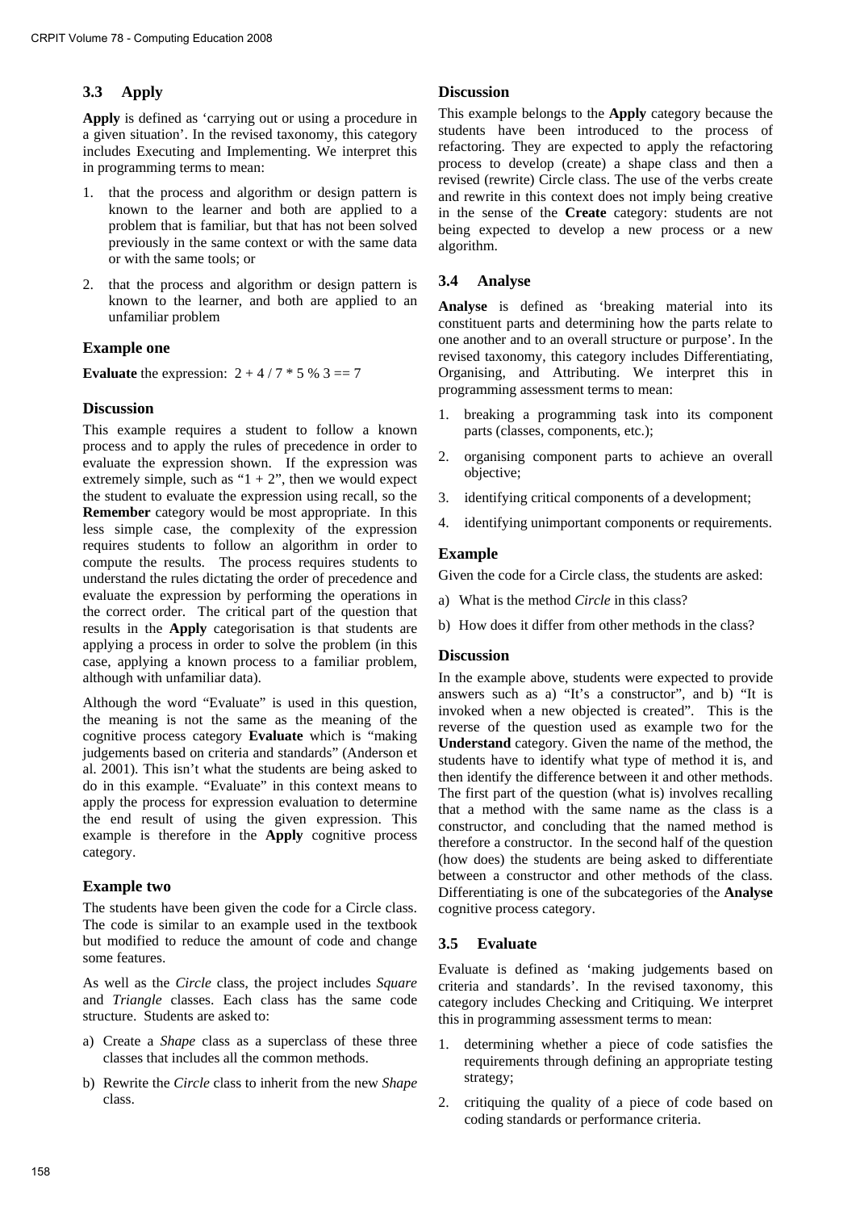### 3.3 Apply

**Apply** is defined as 'carrying out or using a procedure in a given situation'. In the revised taxonomy, this category includes Executing and Implementing. We interpret this in programming terms to mean:

1. that the process and algorithm or design pattern is known to the learner and both are applied to a problem that is familiar, but that has not been solved previously in the same context or with the same data or with the same tools; or
2. that the process and algorithm or design pattern is known to the learner, and both are applied to an unfamiliar problem

#### Example one

**Evaluate** the expression: 2 + 4 / 7 * 5 % 3 == 7

#### Discussion

This example requires a student to follow a known process and to apply the rules of precedence in order to evaluate the expression shown. If the expression was extremely simple, such as "1 + 2", then we would expect the student to evaluate the expression using recall, so the **Remember** category would be most appropriate. In this less simple case, the complexity of the expression requires students to follow an algorithm in order to compute the results. The process requires students to understand the rules dictating the order of precedence and evaluate the expression by performing the operations in the correct order. The critical part of the question that results in the **Apply** categorisation is that students are applying a process in order to solve the problem (in this case, applying a known process to a familiar problem, although with unfamiliar data).

Although the word "Evaluate" is used in this question, the meaning is not the same as the meaning of the cognitive process category **Evaluate** which is "making judgements based on criteria and standards" (Anderson et al. 2001). This isn't what the students are being asked to do in this example. "Evaluate" in this context means to apply the process for expression evaluation to determine the end result of using the given expression. This example is therefore in the **Apply** cognitive process category.

#### Example two

The students have been given the code for a Circle class. The code is similar to an example used in the textbook but modified to reduce the amount of code and change some features.

As well as the *Circle* class, the project includes *Square* and *Triangle* classes. Each class has the same code structure. Students are asked to:

a) Create a *Shape* class as a superclass of these three classes that includes all the common methods.

b) Rewrite the *Circle* class to inherit from the new *Shape* class.

#### Discussion

This example belongs to the **Apply** category because the students have been introduced to the process of refactoring. They are expected to apply the refactoring process to develop (create) a shape class and then a revised (rewrite) Circle class. The use of the verbs create and rewrite in this context does not imply being creative in the sense of the **Create** category: students are not being expected to develop a new process or a new algorithm.

### 3.4 Analyse

**Analyse** is defined as 'breaking material into its constituent parts and determining how the parts relate to one another and to an overall structure or purpose'. In the revised taxonomy, this category includes Differentiating, Organising, and Attributing. We interpret this in programming assessment terms to mean:

1. breaking a programming task into its component parts (classes, components, etc.);
2. organising component parts to achieve an overall objective;
3. identifying critical components of a development;
4. identifying unimportant components or requirements.

#### Example

Given the code for a Circle class, the students are asked:

a) What is the method *Circle* in this class?

b) How does it differ from other methods in the class?

#### Discussion

In the example above, students were expected to provide answers such as a) "It's a constructor", and b) "It is invoked when a new objected is created". This is the reverse of the question used as example two for the **Understand** category. Given the name of the method, the students have to identify what type of method it is, and then identify the difference between it and other methods. The first part of the question (what is) involves recalling that a method with the same name as the class is a constructor, and concluding that the named method is therefore a constructor. In the second half of the question (how does) the students are being asked to differentiate between a constructor and other methods of the class. Differentiating is one of the subcategories of the **Analyse** cognitive process category.

### 3.5 Evaluate

Evaluate is defined as 'making judgements based on criteria and standards'. In the revised taxonomy, this category includes Checking and Critiquing. We interpret this in programming assessment terms to mean:

1. determining whether a piece of code satisfies the requirements through defining an appropriate testing strategy;
2. critiquing the quality of a piece of code based on coding standards or performance criteria.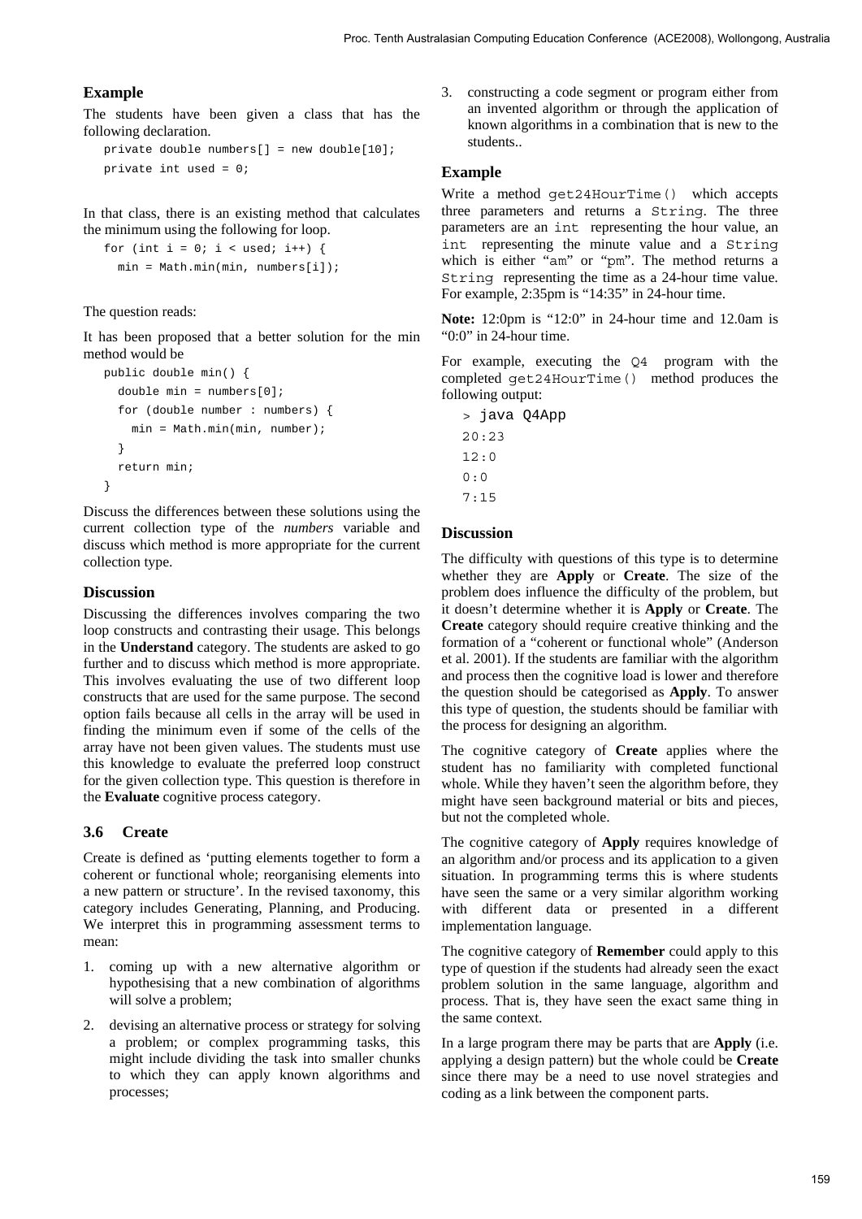### Example

The students have been given a class that has the following declaration.

```
private double numbers[] = new double[10];
private int used = 0;
```

In that class, there is an existing method that calculates the minimum using the following for loop.

```
for (int i = 0; i < used; i++) {
  min = Math.min(min, numbers[i]);
```

The question reads:

It has been proposed that a better solution for the min method would be

```
public double min() {
  double min = numbers[0];
  for (double number : numbers) {
    min = Math.min(min, number);
  }
  return min;
}
```

Discuss the differences between these solutions using the current collection type of the *numbers* variable and discuss which method is more appropriate for the current collection type.

### Discussion

Discussing the differences involves comparing the two loop constructs and contrasting their usage. This belongs in the **Understand** category. The students are asked to go further and to discuss which method is more appropriate. This involves evaluating the use of two different loop constructs that are used for the same purpose. The second option fails because all cells in the array will be used in finding the minimum even if some of the cells of the array have not been given values. The students must use this knowledge to evaluate the preferred loop construct for the given collection type. This question is therefore in the **Evaluate** cognitive process category.

## 3.6 Create

Create is defined as 'putting elements together to form a coherent or functional whole; reorganising elements into a new pattern or structure'. In the revised taxonomy, this category includes Generating, Planning, and Producing. We interpret this in programming assessment terms to mean:

1. coming up with a new alternative algorithm or hypothesising that a new combination of algorithms will solve a problem;
2. devising an alternative process or strategy for solving a problem; or complex programming tasks, this might include dividing the task into smaller chunks to which they can apply known algorithms and processes;
3. constructing a code segment or program either from an invented algorithm or through the application of known algorithms in a combination that is new to the students..

### Example

Write a method `get24HourTime()` which accepts three parameters and returns a `String`. The three parameters are an `int` representing the hour value, an `int` representing the minute value and a `String` which is either "`am`" or "`pm`". The method returns a `String` representing the time as a 24-hour time value. For example, 2:35pm is "14:35" in 24-hour time.

**Note:** 12:0pm is "12:0" in 24-hour time and 12.0am is "0:0" in 24-hour time.

For example, executing the `Q4` program with the completed `get24HourTime()` method produces the following output:

```
> java Q4App
20:23
12:0
0:0
7:15
```

### Discussion

The difficulty with questions of this type is to determine whether they are **Apply** or **Create**. The size of the problem does influence the difficulty of the problem, but it doesn't determine whether it is **Apply** or **Create**. The **Create** category should require creative thinking and the formation of a "coherent or functional whole" (Anderson et al. 2001). If the students are familiar with the algorithm and process then the cognitive load is lower and therefore the question should be categorised as **Apply**. To answer this type of question, the students should be familiar with the process for designing an algorithm.

The cognitive category of **Create** applies where the student has no familiarity with completed functional whole. While they haven't seen the algorithm before, they might have seen background material or bits and pieces, but not the completed whole.

The cognitive category of **Apply** requires knowledge of an algorithm and/or process and its application to a given situation. In programming terms this is where students have seen the same or a very similar algorithm working with different data or presented in a different implementation language.

The cognitive category of **Remember** could apply to this type of question if the students had already seen the exact problem solution in the same language, algorithm and process. That is, they have seen the exact same thing in the same context.

In a large program there may be parts that are **Apply** (i.e. applying a design pattern) but the whole could be **Create** since there may be a need to use novel strategies and coding as a link between the component parts.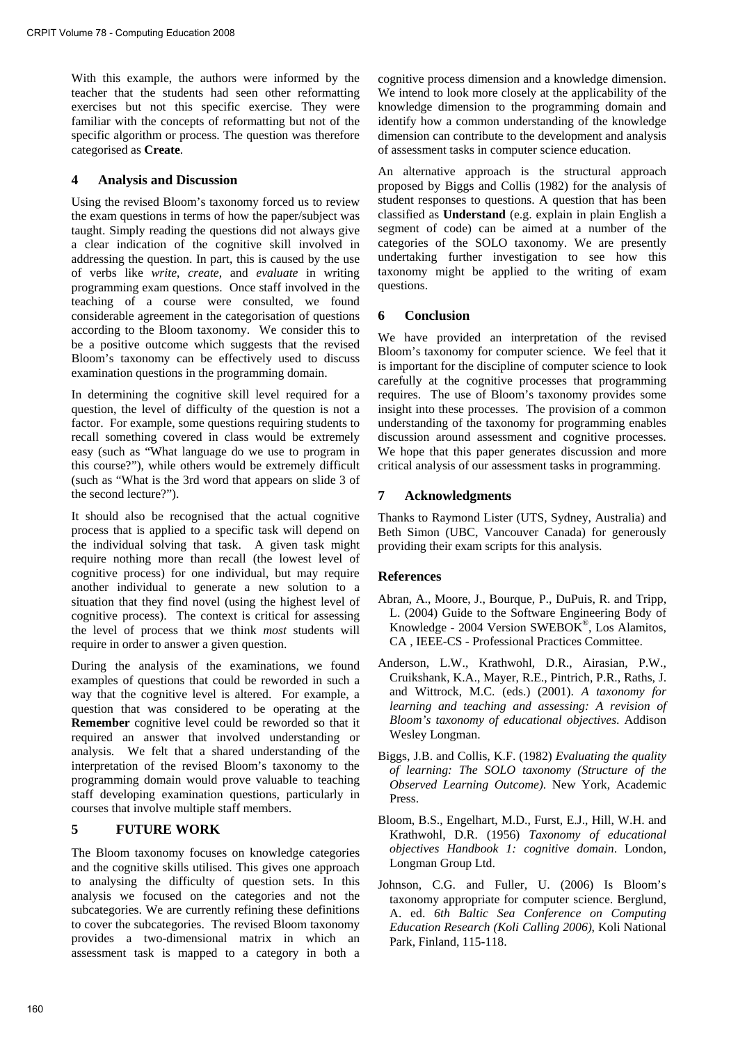With this example, the authors were informed by the teacher that the students had seen other reformatting exercises but not this specific exercise. They were familiar with the concepts of reformatting but not of the specific algorithm or process. The question was therefore categorised as **Create**.

## 4 Analysis and Discussion

Using the revised Bloom's taxonomy forced us to review the exam questions in terms of how the paper/subject was taught. Simply reading the questions did not always give a clear indication of the cognitive skill involved in addressing the question. In part, this is caused by the use of verbs like *write*, *create*, and *evaluate* in writing programming exam questions. Once staff involved in the teaching of a course were consulted, we found considerable agreement in the categorisation of questions according to the Bloom taxonomy. We consider this to be a positive outcome which suggests that the revised Bloom's taxonomy can be effectively used to discuss examination questions in the programming domain.

In determining the cognitive skill level required for a question, the level of difficulty of the question is not a factor. For example, some questions requiring students to recall something covered in class would be extremely easy (such as "What language do we use to program in this course?"), while others would be extremely difficult (such as "What is the 3rd word that appears on slide 3 of the second lecture?").

It should also be recognised that the actual cognitive process that is applied to a specific task will depend on the individual solving that task. A given task might require nothing more than recall (the lowest level of cognitive process) for one individual, but may require another individual to generate a new solution to a situation that they find novel (using the highest level of cognitive process). The context is critical for assessing the level of process that we think *most* students will require in order to answer a given question.

During the analysis of the examinations, we found examples of questions that could be reworded in such a way that the cognitive level is altered. For example, a question that was considered to be operating at the **Remember** cognitive level could be reworded so that it required an answer that involved understanding or analysis. We felt that a shared understanding of the interpretation of the revised Bloom's taxonomy to the programming domain would prove valuable to teaching staff developing examination questions, particularly in courses that involve multiple staff members.

## 5 FUTURE WORK

The Bloom taxonomy focuses on knowledge categories and the cognitive skills utilised. This gives one approach to analysing the difficulty of question sets. In this analysis we focused on the categories and not the subcategories. We are currently refining these definitions to cover the subcategories. The revised Bloom taxonomy provides a two-dimensional matrix in which an assessment task is mapped to a category in both a cognitive process dimension and a knowledge dimension. We intend to look more closely at the applicability of the knowledge dimension to the programming domain and identify how a common understanding of the knowledge dimension can contribute to the development and analysis of assessment tasks in computer science education.

An alternative approach is the structural approach proposed by Biggs and Collis (1982) for the analysis of student responses to questions. A question that has been classified as **Understand** (e.g. explain in plain English a segment of code) can be aimed at a number of the categories of the SOLO taxonomy. We are presently undertaking further investigation to see how this taxonomy might be applied to the writing of exam questions.

## 6 Conclusion

We have provided an interpretation of the revised Bloom's taxonomy for computer science. We feel that it is important for the discipline of computer science to look carefully at the cognitive processes that programming requires. The use of Bloom's taxonomy provides some insight into these processes. The provision of a common understanding of the taxonomy for programming enables discussion around assessment and cognitive processes. We hope that this paper generates discussion and more critical analysis of our assessment tasks in programming.

## 7 Acknowledgments

Thanks to Raymond Lister (UTS, Sydney, Australia) and Beth Simon (UBC, Vancouver Canada) for generously providing their exam scripts for this analysis.

## References

Abran, A., Moore, J., Bourque, P., DuPuis, R. and Tripp, L. (2004) Guide to the Software Engineering Body of Knowledge - 2004 Version SWEBOK®, Los Alamitos, CA , IEEE-CS - Professional Practices Committee.

Anderson, L.W., Krathwohl, D.R., Airasian, P.W., Cruikshank, K.A., Mayer, R.E., Pintrich, P.R., Raths, J. and Wittrock, M.C. (eds.) (2001). *A taxonomy for learning and teaching and assessing: A revision of Bloom's taxonomy of educational objectives*. Addison Wesley Longman.

Biggs, J.B. and Collis, K.F. (1982) *Evaluating the quality of learning: The SOLO taxonomy (Structure of the Observed Learning Outcome)*. New York, Academic Press.

Bloom, B.S., Engelhart, M.D., Furst, E.J., Hill, W.H. and Krathwohl, D.R. (1956) *Taxonomy of educational objectives Handbook 1: cognitive domain*. London, Longman Group Ltd.

Johnson, C.G. and Fuller, U. (2006) Is Bloom's taxonomy appropriate for computer science. Berglund, A. ed. *6th Baltic Sea Conference on Computing Education Research (Koli Calling 2006)*, Koli National Park, Finland, 115-118.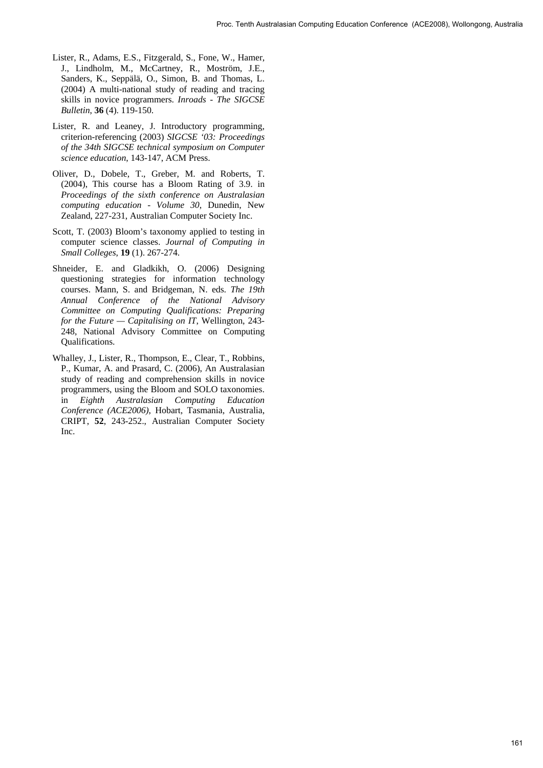Lister, R., Adams, E.S., Fitzgerald, S., Fone, W., Hamer, J., Lindholm, M., McCartney, R., Moström, J.E., Sanders, K., Seppälä, O., Simon, B. and Thomas, L. (2004) A multi-national study of reading and tracing skills in novice programmers. *Inroads - The SIGCSE Bulletin*, **36** (4). 119-150.

Lister, R. and Leaney, J. Introductory programming, criterion-referencing (2003) *SIGCSE '03: Proceedings of the 34th SIGCSE technical symposium on Computer science education*, 143-147, ACM Press.

Oliver, D., Dobele, T., Greber, M. and Roberts, T. (2004), This course has a Bloom Rating of 3.9. in *Proceedings of the sixth conference on Australasian computing education - Volume 30*, Dunedin, New Zealand, 227-231, Australian Computer Society Inc.

Scott, T. (2003) Bloom's taxonomy applied to testing in computer science classes. *Journal of Computing in Small Colleges*, **19** (1). 267-274.

Shneider, E. and Gladkikh, O. (2006) Designing questioning strategies for information technology courses. Mann, S. and Bridgeman, N. eds. *The 19th Annual Conference of the National Advisory Committee on Computing Qualifications: Preparing for the Future — Capitalising on IT*, Wellington, 243-248, National Advisory Committee on Computing Qualifications.

Whalley, J., Lister, R., Thompson, E., Clear, T., Robbins, P., Kumar, A. and Prasard, C. (2006), An Australasian study of reading and comprehension skills in novice programmers, using the Bloom and SOLO taxonomies. in *Eighth Australasian Computing Education Conference (ACE2006)*, Hobart, Tasmania, Australia, CRIPT, **52**, 243-252., Australian Computer Society Inc.